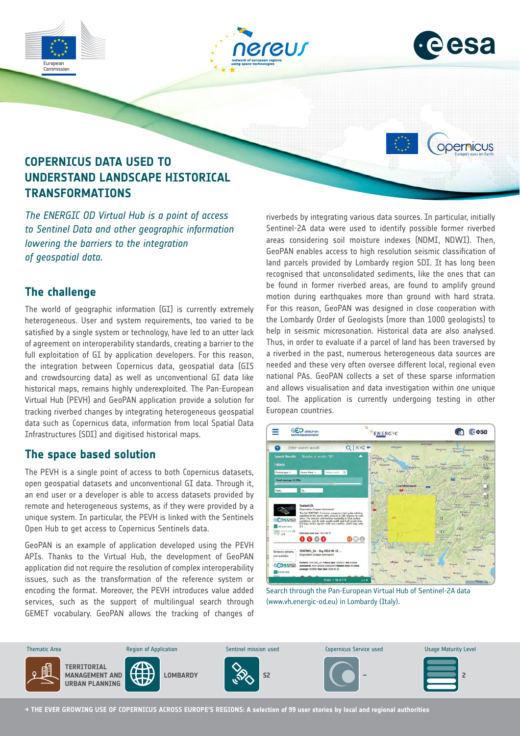# COPERNICUS DATA USED TO UNDERSTAND LANDSCAPE HISTORICAL TRANSFORMATIONS

*The ENERGIC OD Virtual Hub is a point of access to Sentinel Data and other geographic information lowering the barriers to the integration of geospatial data.*

## The challenge

The world of geographic information (GI) is currently extremely heterogeneous. User and system requirements, too varied to be satisfied by a single system or technology, have led to an utter lack of agreement on interoperability standards, creating a barrier to the full exploitation of GI by application developers. For this reason, the integration between Copernicus data, geospatial data (GIS and crowdsourcing data) as well as unconventional GI data like historical maps, remains highly underexploited. The Pan-European Virtual Hub (PEVH) and GeoPAN application provide a solution for tracking riverbed changes by integrating heterogeneous geospatial data such as Copernicus data, information from local Spatial Data Infrastructures (SDI) and digitised historical maps.

## The space based solution

The PEVH is a single point of access to both Copernicus datasets, open geospatial datasets and unconventional GI data. Through it, an end user or a developer is able to access datasets provided by remote and heterogeneous systems, as if they were provided by a unique system. In particular, the PEVH is linked with the Sentinels Open Hub to get access to Copernicus Sentinels data.

GeoPAN is an example of application developed using the PEVH APIs. Thanks to the Virtual Hub, the development of GeoPAN application did not require the resolution of complex interoperability issues, such as the transformation of the reference system or encoding the format. Moreover, the PEVH introduces value added services, such as the support of multilingual search through GEMET vocabulary. GeoPAN allows the tracking of changes of riverbeds by integrating various data sources. In particular, initially Sentinel-2A data were used to identify possible former riverbed areas considering soil moisture indexes (NDMI, NDWI). Then, GeoPAN enables access to high resolution seismic classification of land parcels provided by Lombardy region SDI. It has long been recognised that unconsolidated sediments, like the ones that can be found in former riverbed areas, are found to amplify ground motion during earthquakes more than ground with hard strata. For this reason, GeoPAN was designed in close cooperation with the Lombardy Order of Geologists (more than 1000 geologists) to help in seismic microsonation. Historical data are also analysed. Thus, in order to evaluate if a parcel of land has been traversed by a riverbed in the past, numerous heterogeneous data sources are needed and these very often oversee different local, regional even national PAs. GeoPAN collects a set of these sparse information and allows visualisation and data investigation within one unique tool. The application is currently undergoing testing in other European countries.

Search through the Pan-European Virtual Hub of Sentinel-2A data (www.vh.energic-od.eu) in Lombardy (Italy).

| Thematic Area | Region of Application | Sentinel mission used | Copernicus Service used | Usage Maturity Level |
| --- | --- | --- | --- | --- |
| TERRITORIAL MANAGEMENT AND URBAN PLANNING | LOMBARDY | S2 | – | 2 |

→ THE EVER GROWING USE OF COPERNICUS ACROSS EUROPE'S REGIONS: A selection of 99 user stories by local and regional authorities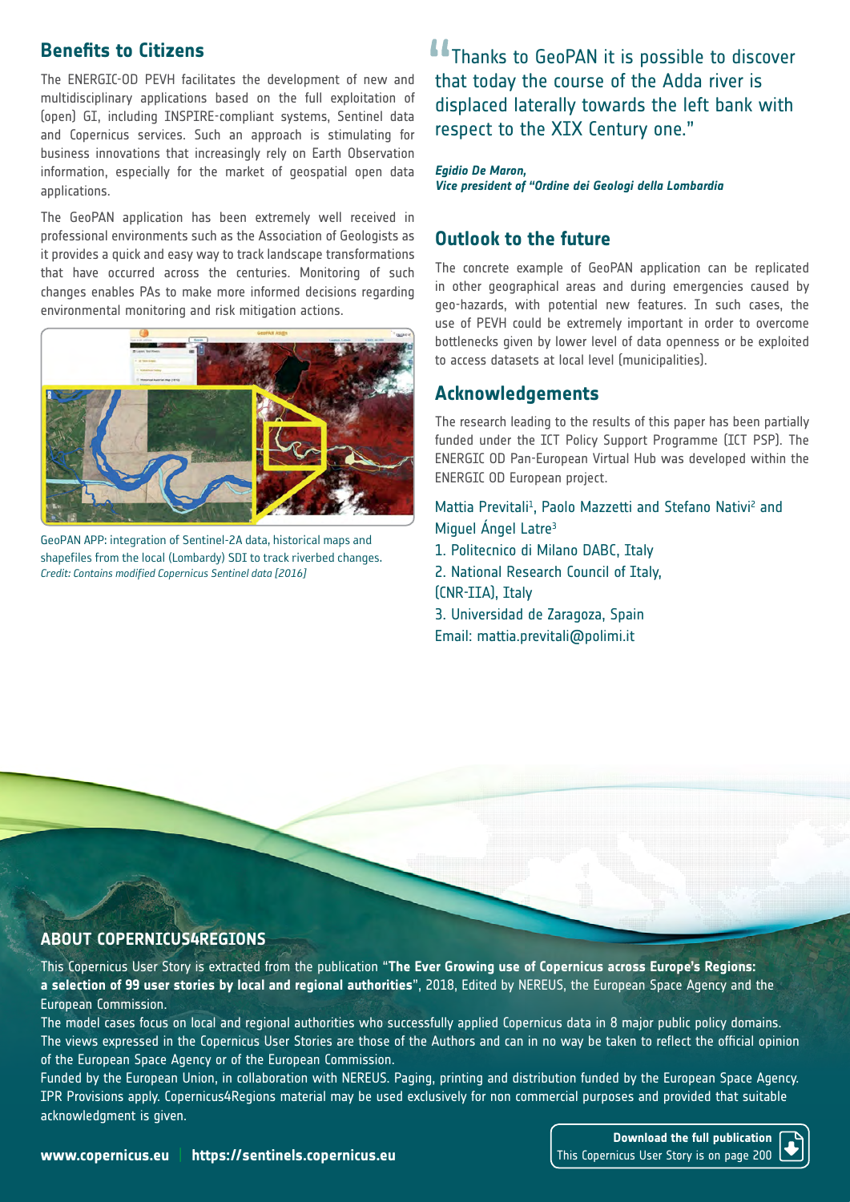## Benefits to Citizens

The ENERGIC-OD PEVH facilitates the development of new and multidisciplinary applications based on the full exploitation of (open) GI, including INSPIRE-compliant systems, Sentinel data and Copernicus services. Such an approach is stimulating for business innovations that increasingly rely on Earth Observation information, especially for the market of geospatial open data applications.

The GeoPAN application has been extremely well received in professional environments such as the Association of Geologists as it provides a quick and easy way to track landscape transformations that have occurred across the centuries. Monitoring of such changes enables PAs to make more informed decisions regarding environmental monitoring and risk mitigation actions.

GeoPAN APP: integration of Sentinel-2A data, historical maps and shapefiles from the local (Lombardy) SDI to track riverbed changes.
*Credit: Contains modified Copernicus Sentinel data [2016]*

> "Thanks to GeoPAN it is possible to discover that today the course of the Adda river is displaced laterally towards the left bank with respect to the XIX Century one."

***Egidio De Maron,***
***Vice president of "Ordine dei Geologi della Lombardia***

## Outlook to the future

The concrete example of GeoPAN application can be replicated in other geographical areas and during emergencies caused by geo-hazards, with potential new features. In such cases, the use of PEVH could be extremely important in order to overcome bottlenecks given by lower level of data openness or be exploited to access datasets at local level (municipalities).

## Acknowledgements

The research leading to the results of this paper has been partially funded under the ICT Policy Support Programme (ICT PSP). The ENERGIC OD Pan-European Virtual Hub was developed within the ENERGIC OD European project.

Mattia Previtali[1], Paolo Mazzetti and Stefano Nativi[2] and Miguel Ángel Latre[3]
1. Politecnico di Milano DABC, Italy
2. National Research Council of Italy, (CNR-IIA), Italy
3. Universidad de Zaragoza, Spain
Email: mattia.previtali@polimi.it

## ABOUT COPERNICUS4REGIONS

This Copernicus User Story is extracted from the publication "**The Ever Growing use of Copernicus across Europe's Regions: a selection of 99 user stories by local and regional authorities**", 2018, Edited by NEREUS, the European Space Agency and the European Commission.
The model cases focus on local and regional authorities who successfully applied Copernicus data in 8 major public policy domains.
The views expressed in the Copernicus User Stories are those of the Authors and can in no way be taken to reflect the official opinion of the European Space Agency or of the European Commission.
Funded by the European Union, in collaboration with NEREUS. Paging, printing and distribution funded by the European Space Agency.
IPR Provisions apply. Copernicus4Regions material may be used exclusively for non commercial purposes and provided that suitable acknowledgment is given.

**www.copernicus.eu** | **https://sentinels.copernicus.eu**

**Download the full publication**
This Copernicus User Story is on page 200